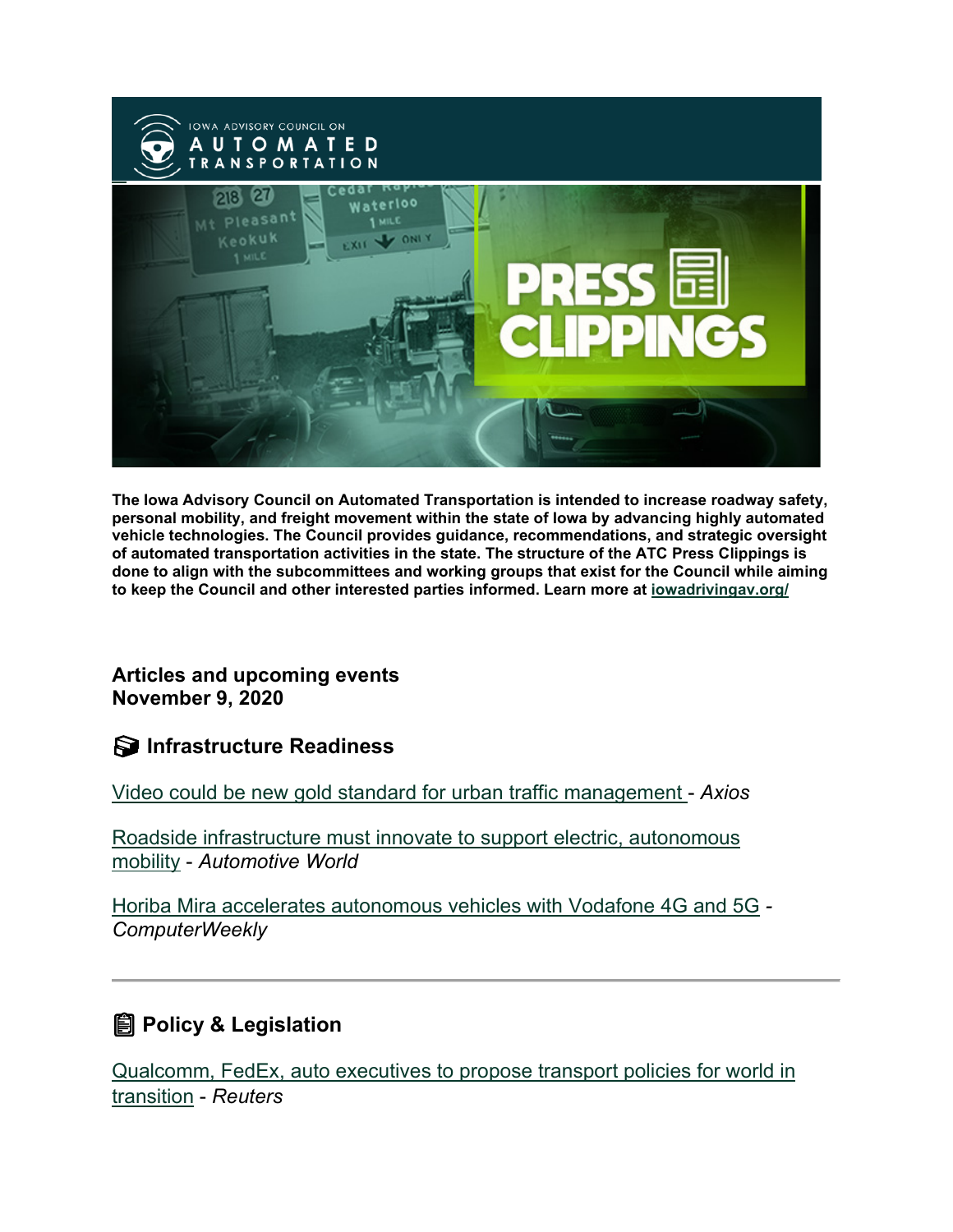**The Iowa Advisory Council on Automated Transportation is intended to increase roadway safety, personal mobility, and freight movement within the state of Iowa by advancing highly automated vehicle technologies. The Council provides guidance, recommendations, and strategic oversight of automated transportation activities in the state. The structure of the ATC Press Clippings is done to align with the subcommittees and working groups that exist for the Council while aiming to keep the Council and other interested parties informed. Learn more at iowadrivingav.org/**

## Articles and upcoming events
## November 9, 2020

### Infrastructure Readiness

Video could be new gold standard for urban traffic management - *Axios*

Roadside infrastructure must innovate to support electric, autonomous mobility - *Automotive World*

Horiba Mira accelerates autonomous vehicles with Vodafone 4G and 5G - *ComputerWeekly*

---

### Policy & Legislation

Qualcomm, FedEx, auto executives to propose transport policies for world in transition - *Reuters*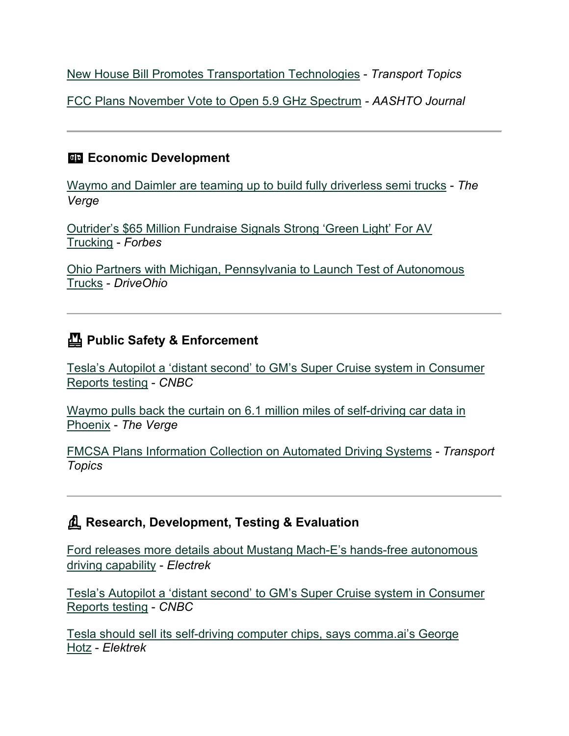New House Bill Promotes Transportation Technologies - *Transport Topics*

FCC Plans November Vote to Open 5.9 GHz Spectrum - *AASHTO Journal*

---

### Economic Development

Waymo and Daimler are teaming up to build fully driverless semi trucks - *The Verge*

Outrider's $65 Million Fundraise Signals Strong 'Green Light' For AV Trucking - *Forbes*

Ohio Partners with Michigan, Pennsylvania to Launch Test of Autonomous Trucks - *DriveOhio*

---

### Public Safety & Enforcement

Tesla's Autopilot a 'distant second' to GM's Super Cruise system in Consumer Reports testing - *CNBC*

Waymo pulls back the curtain on 6.1 million miles of self-driving car data in Phoenix - *The Verge*

FMCSA Plans Information Collection on Automated Driving Systems - *Transport Topics*

---

### Research, Development, Testing & Evaluation

Ford releases more details about Mustang Mach-E's hands-free autonomous driving capability - *Electrek*

Tesla's Autopilot a 'distant second' to GM's Super Cruise system in Consumer Reports testing - *CNBC*

Tesla should sell its self-driving computer chips, says comma.ai's George Hotz - *Elektrek*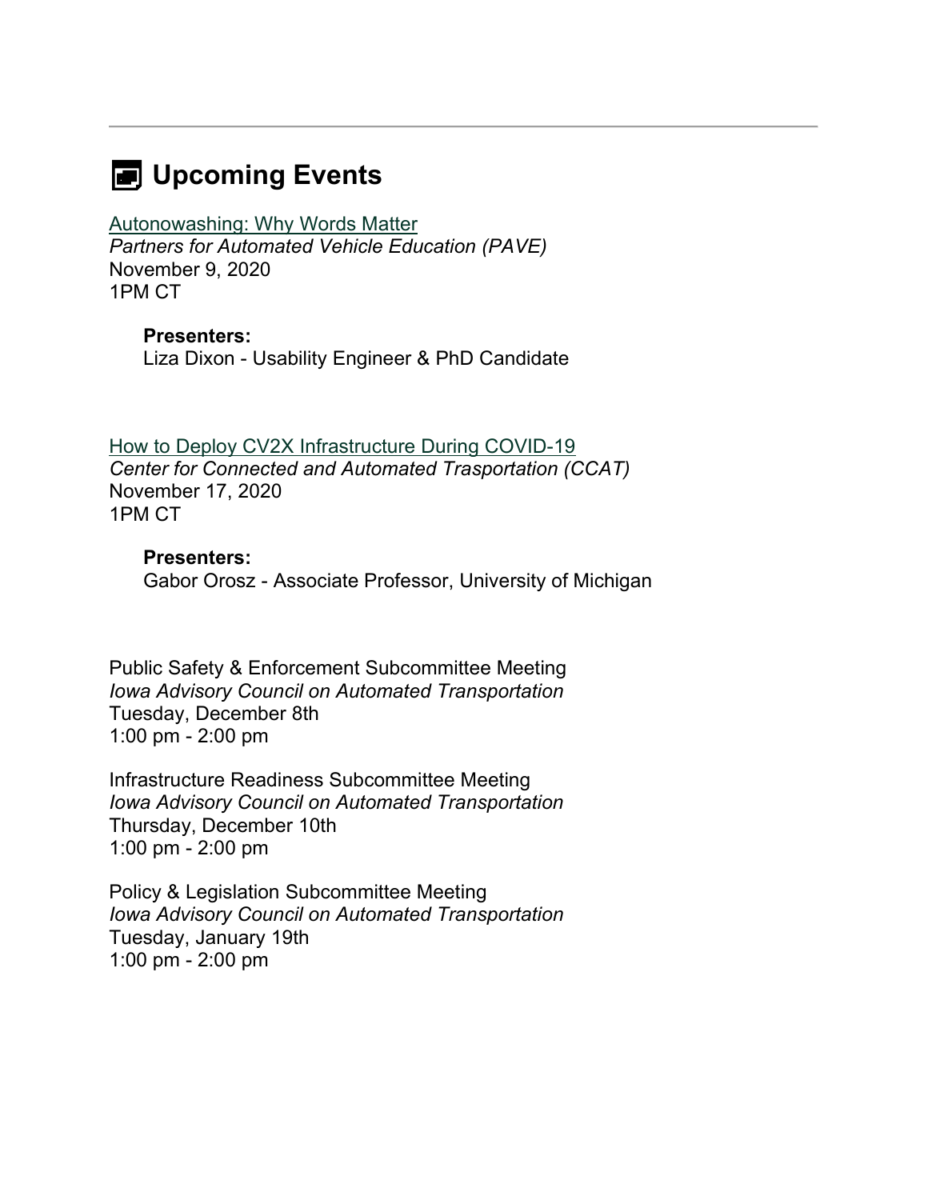---

## Upcoming Events

Autonowashing: Why Words Matter
*Partners for Automated Vehicle Education (PAVE)*
November 9, 2020
1PM CT

> **Presenters:**
> Liza Dixon - Usability Engineer & PhD Candidate

How to Deploy CV2X Infrastructure During COVID-19
*Center for Connected and Automated Trasportation (CCAT)*
November 17, 2020
1PM CT

> **Presenters:**
> Gabor Orosz - Associate Professor, University of Michigan

Public Safety & Enforcement Subcommittee Meeting
*Iowa Advisory Council on Automated Transportation*
Tuesday, December 8th
1:00 pm - 2:00 pm

Infrastructure Readiness Subcommittee Meeting
*Iowa Advisory Council on Automated Transportation*
Thursday, December 10th
1:00 pm - 2:00 pm

Policy & Legislation Subcommittee Meeting
*Iowa Advisory Council on Automated Transportation*
Tuesday, January 19th
1:00 pm - 2:00 pm